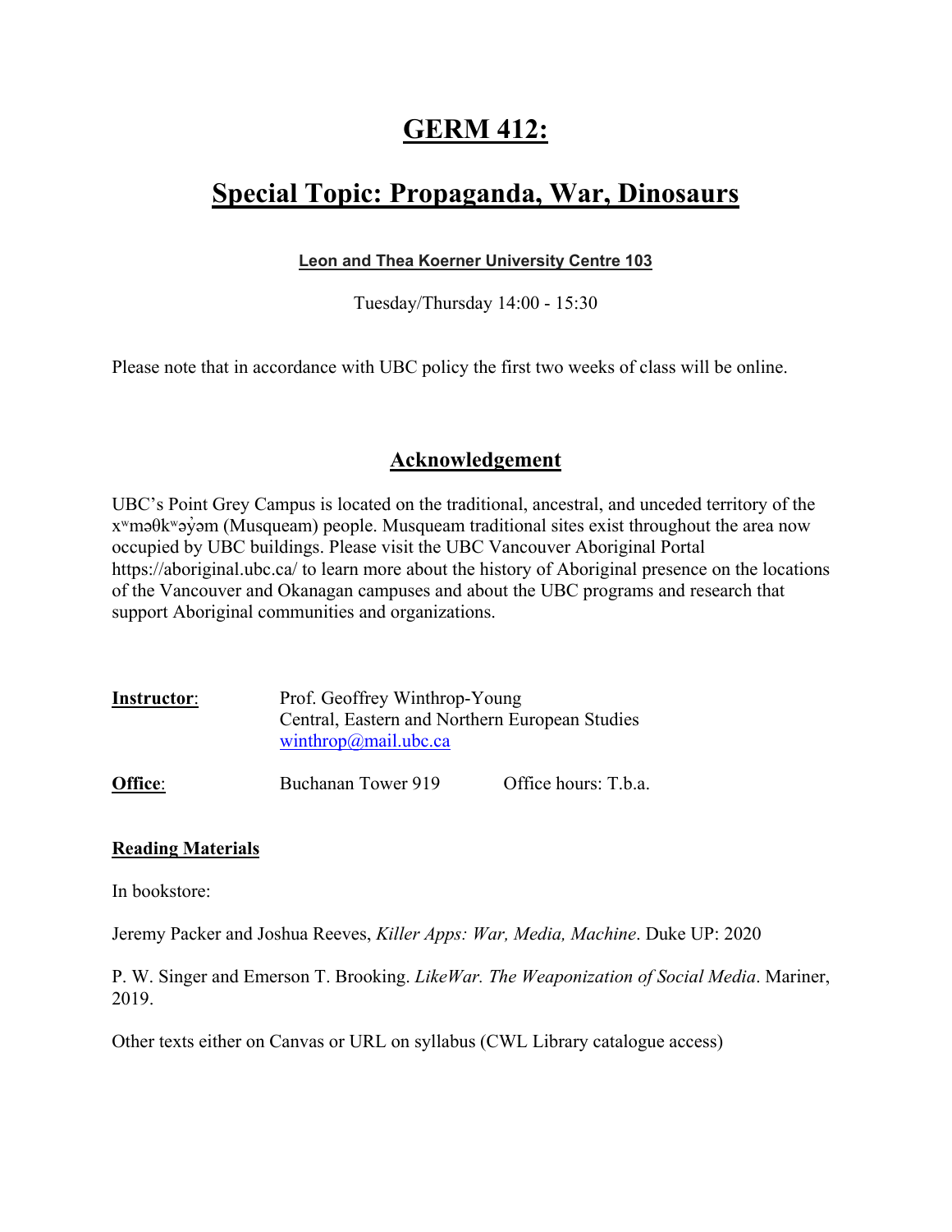# GERM 412:

## Special Topic: Propaganda, War, Dinosaurs

**Leon and Thea Koerner University Centre 103**

Tuesday/Thursday 14:00 - 15:30

Please note that in accordance with UBC policy the first two weeks of class will be online.

## Acknowledgement

UBC's Point Grey Campus is located on the traditional, ancestral, and unceded territory of the xʷməθkʷəy̓əm (Musqueam) people. Musqueam traditional sites exist throughout the area now occupied by UBC buildings. Please visit the UBC Vancouver Aboriginal Portal https://aboriginal.ubc.ca/ to learn more about the history of Aboriginal presence on the locations of the Vancouver and Okanagan campuses and about the UBC programs and research that support Aboriginal communities and organizations.

**Instructor**: Prof. Geoffrey Winthrop-Young
Central, Eastern and Northern European Studies
winthrop@mail.ubc.ca

**Office**: Buchanan Tower 919 Office hours: T.b.a.

**Reading Materials**

In bookstore:

Jeremy Packer and Joshua Reeves, *Killer Apps: War, Media, Machine*. Duke UP: 2020

P. W. Singer and Emerson T. Brooking. *LikeWar. The Weaponization of Social Media*. Mariner, 2019.

Other texts either on Canvas or URL on syllabus (CWL Library catalogue access)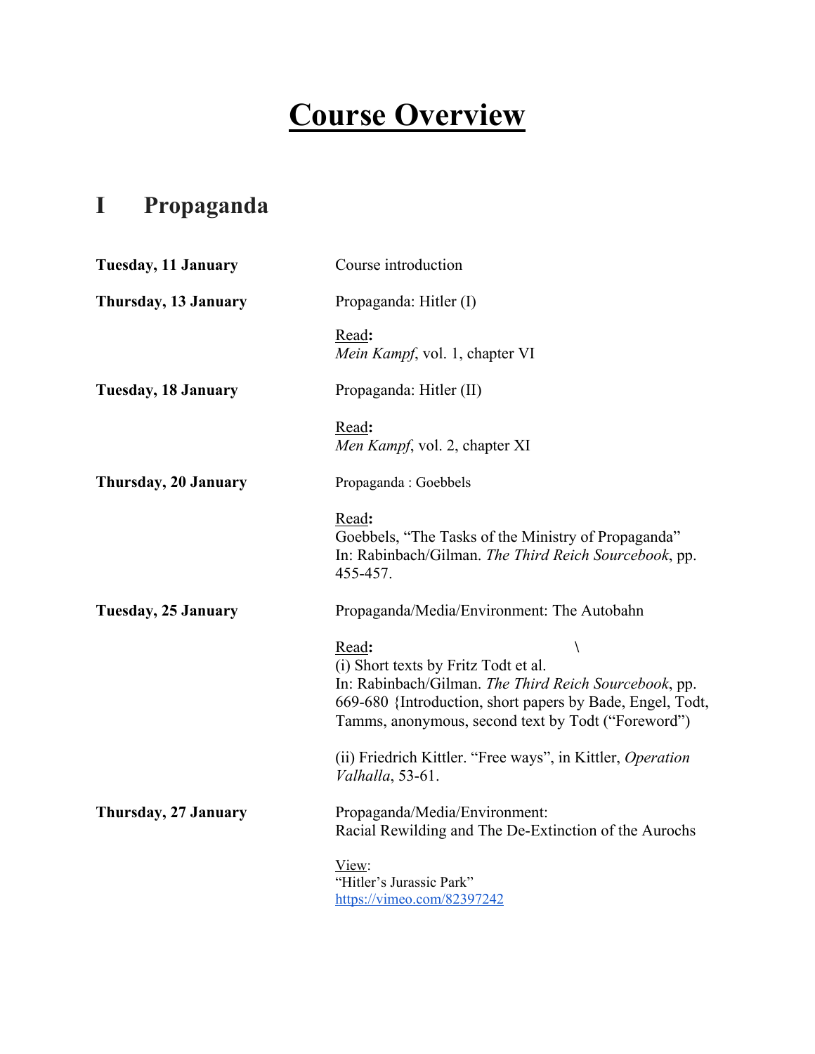# Course Overview

## I Propaganda

**Tuesday, 11 January**

Course introduction

**Thursday, 13 January**

Propaganda: Hitler (I)

Read**:**
*Mein Kampf*, vol. 1, chapter VI

**Tuesday, 18 January**

Propaganda: Hitler (II)

Read**:**
*Men Kampf*, vol. 2, chapter XI

**Thursday, 20 January**

Propaganda : Goebbels

Read**:**
Goebbels, "The Tasks of the Ministry of Propaganda"
In: Rabinbach/Gilman. *The Third Reich Sourcebook*, pp. 455-457.

**Tuesday, 25 January**

Propaganda/Media/Environment: The Autobahn

Read**:** \
(i) Short texts by Fritz Todt et al.
In: Rabinbach/Gilman. *The Third Reich Sourcebook*, pp. 669-680 {Introduction, short papers by Bade, Engel, Todt, Tamms, anonymous, second text by Todt ("Foreword")

(ii) Friedrich Kittler. "Free ways", in Kittler, *Operation Valhalla*, 53-61.

**Thursday, 27 January**

Propaganda/Media/Environment:
Racial Rewilding and The De-Extinction of the Aurochs

View:
"Hitler's Jurassic Park"
https://vimeo.com/82397242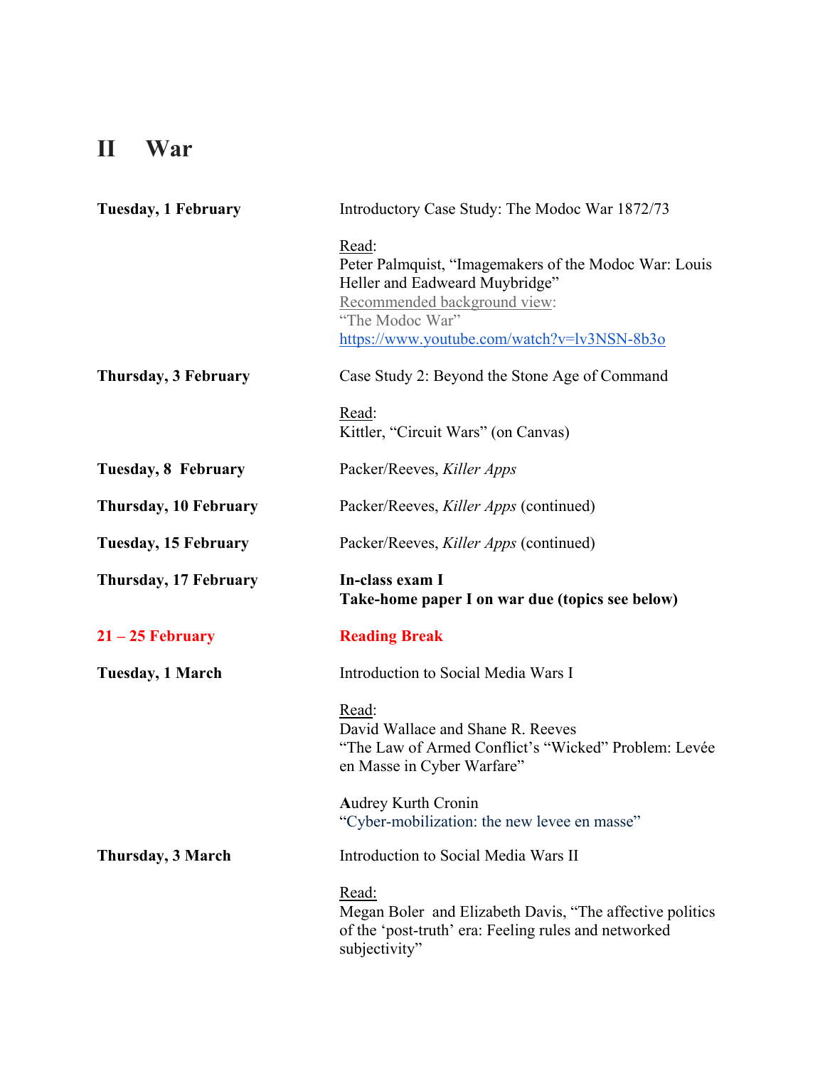# II War

| | |
|---|---|
| **Tuesday, 1 February** | Introductory Case Study: The Modoc War 1872/73<br><br>Read:<br>Peter Palmquist, "Imagemakers of the Modoc War: Louis Heller and Eadweard Muybridge"<br>Recommended background view:<br>"The Modoc War"<br>https://www.youtube.com/watch?v=lv3NSN-8b3o |
| **Thursday, 3 February** | Case Study 2: Beyond the Stone Age of Command<br><br>Read:<br>Kittler, "Circuit Wars" (on Canvas) |
| **Tuesday, 8 February** | Packer/Reeves, *Killer Apps* |
| **Thursday, 10 February** | Packer/Reeves, *Killer Apps* (continued) |
| **Tuesday, 15 February** | Packer/Reeves, *Killer Apps* (continued) |
| **Thursday, 17 February** | **In-class exam I**<br>**Take-home paper I on war due (topics see below)** |
| **21 – 25 February** | **Reading Break** |
| **Tuesday, 1 March** | Introduction to Social Media Wars I<br><br>Read:<br>David Wallace and Shane R. Reeves<br>"The Law of Armed Conflict's "Wicked" Problem: Levée en Masse in Cyber Warfare"<br><br>Audrey Kurth Cronin<br>"Cyber-mobilization: the new levee en masse" |
| **Thursday, 3 March** | Introduction to Social Media Wars II<br><br>Read:<br>Megan Boler and Elizabeth Davis, "The affective politics of the 'post-truth' era: Feeling rules and networked subjectivity" |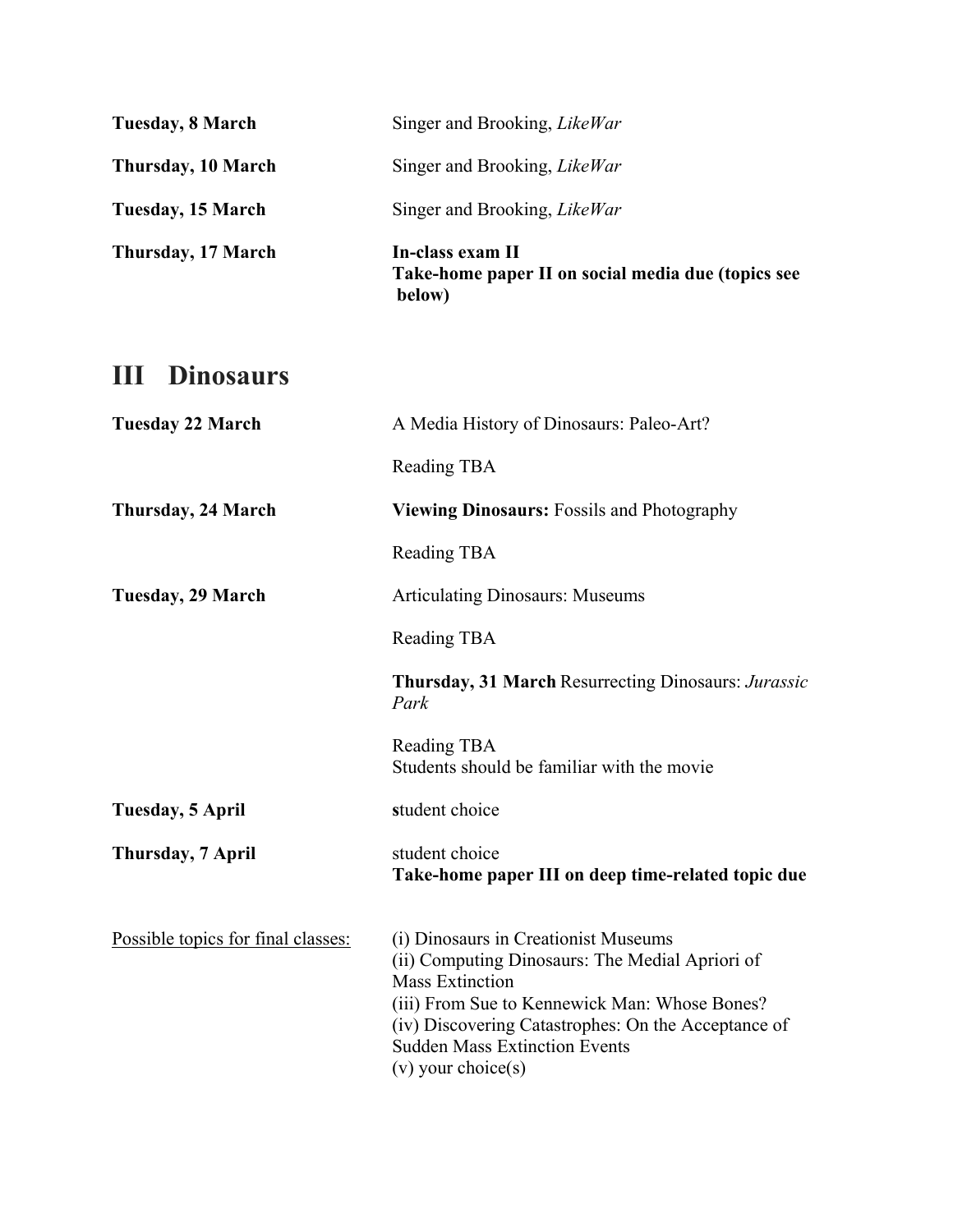**Tuesday, 8 March** Singer and Brooking, *LikeWar*

**Thursday, 10 March** Singer and Brooking, *LikeWar*

**Tuesday, 15 March** Singer and Brooking, *LikeWar*

**Thursday, 17 March** **In-class exam II**
**Take-home paper II on social media due (topics see below)**

## III Dinosaurs

**Tuesday 22 March** A Media History of Dinosaurs: Paleo-Art?

Reading TBA

**Thursday, 24 March** **Viewing Dinosaurs:** Fossils and Photography

Reading TBA

**Tuesday, 29 March** Articulating Dinosaurs: Museums

Reading TBA

**Thursday, 31 March** Resurrecting Dinosaurs: *Jurassic Park*

Reading TBA
Students should be familiar with the movie

**Tuesday, 5 April** **s**tudent choice

**Thursday, 7 April** student choice
**Take-home paper III on deep time-related topic due**

Possible topics for final classes:

(i) Dinosaurs in Creationist Museums
(ii) Computing Dinosaurs: The Medial Apriori of Mass Extinction
(iii) From Sue to Kennewick Man: Whose Bones?
(iv) Discovering Catastrophes: On the Acceptance of Sudden Mass Extinction Events
(v) your choice(s)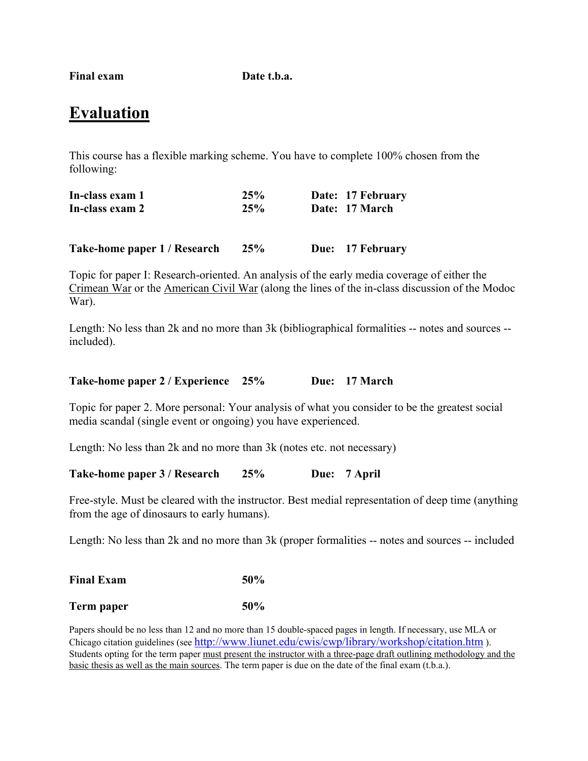**Final exam** **Date t.b.a.**

## Evaluation

This course has a flexible marking scheme. You have to complete 100% chosen from the following:

**In-class exam 1** **25%** **Date: 17 February**
**In-class exam 2** **25%** **Date: 17 March**

**Take-home paper 1 / Research** **25%** **Due: 17 February**

Topic for paper I: Research-oriented. An analysis of the early media coverage of either the Crimean War or the American Civil War (along the lines of the in-class discussion of the Modoc War).

Length: No less than 2k and no more than 3k (bibliographical formalities -- notes and sources -- included).

**Take-home paper 2 / Experience** **25%** **Due: 17 March**

Topic for paper 2. More personal: Your analysis of what you consider to be the greatest social media scandal (single event or ongoing) you have experienced.

Length: No less than 2k and no more than 3k (notes etc. not necessary)

**Take-home paper 3 / Research** **25%** **Due: 7 April**

Free-style. Must be cleared with the instructor. Best medial representation of deep time (anything from the age of dinosaurs to early humans).

Length: No less than 2k and no more than 3k (proper formalities -- notes and sources -- included

**Final Exam** **50%**

**Term paper** **50%**

Papers should be no less than 12 and no more than 15 double-spaced pages in length. If necessary, use MLA or Chicago citation guidelines (see http://www.liunet.edu/cwis/cwp/library/workshop/citation.htm ). Students opting for the term paper must present the instructor with a three-page draft outlining methodology and the basic thesis as well as the main sources. The term paper is due on the date of the final exam (t.b.a.).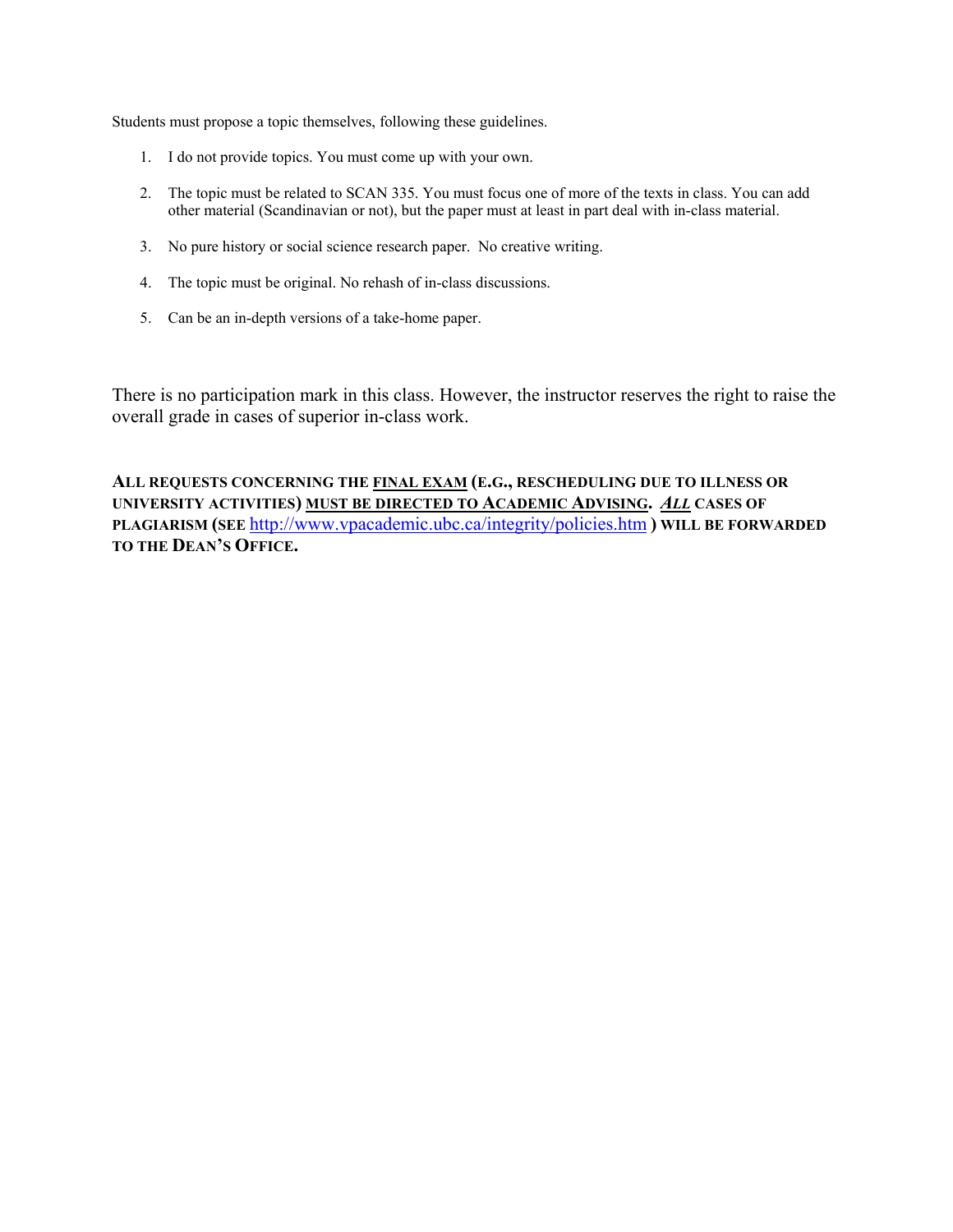Students must propose a topic themselves, following these guidelines.

1. I do not provide topics. You must come up with your own.
2. The topic must be related to SCAN 335. You must focus one of more of the texts in class. You can add other material (Scandinavian or not), but the paper must at least in part deal with in-class material.
3. No pure history or social science research paper. No creative writing.
4. The topic must be original. No rehash of in-class discussions.
5. Can be an in-depth versions of a take-home paper.

There is no participation mark in this class. However, the instructor reserves the right to raise the overall grade in cases of superior in-class work.

**ALL REQUESTS CONCERNING THE <u>FINAL EXAM</u> (E.G., RESCHEDULING DUE TO ILLNESS OR UNIVERSITY ACTIVITIES) <u>MUST BE DIRECTED TO ACADEMIC ADVISING</u>. *<u>ALL</u>* CASES OF PLAGIARISM (SEE [http://www.vpacademic.ubc.ca/integrity/policies.htm](http://www.vpacademic.ubc.ca/integrity/policies.htm) ) WILL BE FORWARDED TO THE DEAN'S OFFICE.**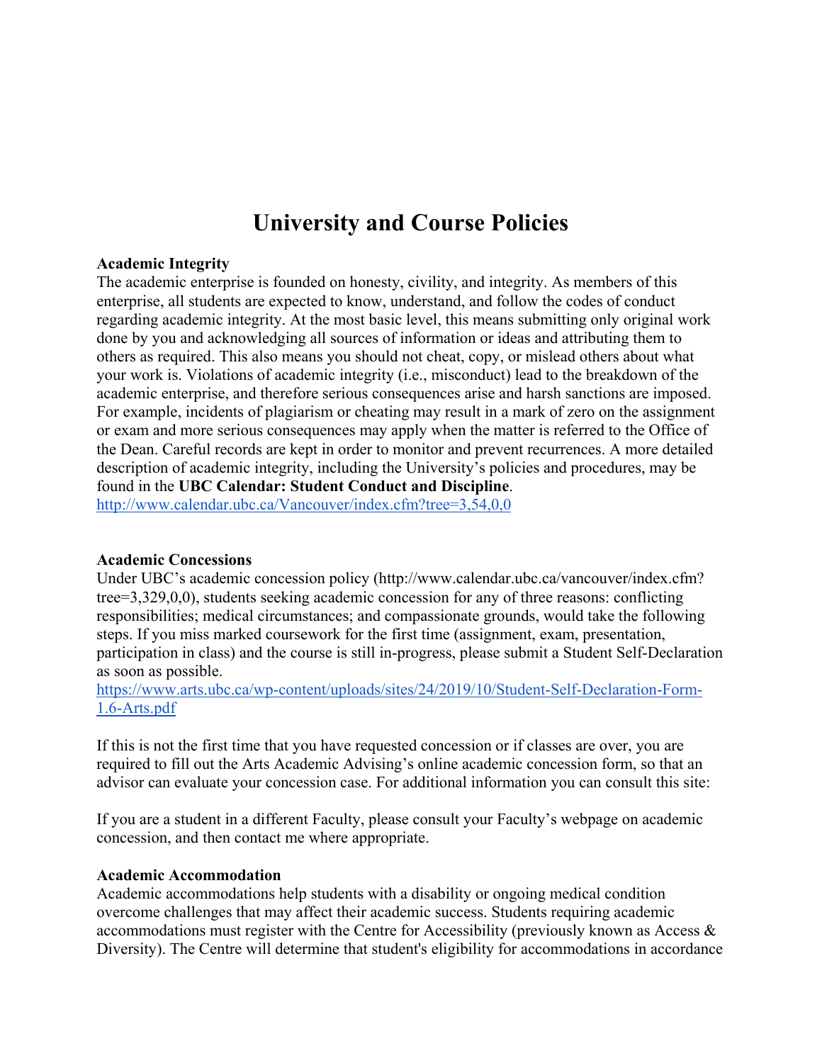# University and Course Policies

**Academic Integrity**
The academic enterprise is founded on honesty, civility, and integrity. As members of this enterprise, all students are expected to know, understand, and follow the codes of conduct regarding academic integrity. At the most basic level, this means submitting only original work done by you and acknowledging all sources of information or ideas and attributing them to others as required. This also means you should not cheat, copy, or mislead others about what your work is. Violations of academic integrity (i.e., misconduct) lead to the breakdown of the academic enterprise, and therefore serious consequences arise and harsh sanctions are imposed. For example, incidents of plagiarism or cheating may result in a mark of zero on the assignment or exam and more serious consequences may apply when the matter is referred to the Office of the Dean. Careful records are kept in order to monitor and prevent recurrences. A more detailed description of academic integrity, including the University's policies and procedures, may be found in the **UBC Calendar: Student Conduct and Discipline**.
http://www.calendar.ubc.ca/Vancouver/index.cfm?tree=3,54,0,0

**Academic Concessions**
Under UBC's academic concession policy (http://www.calendar.ubc.ca/vancouver/index.cfm?tree=3,329,0,0), students seeking academic concession for any of three reasons: conflicting responsibilities; medical circumstances; and compassionate grounds, would take the following steps. If you miss marked coursework for the first time (assignment, exam, presentation, participation in class) and the course is still in-progress, please submit a Student Self-Declaration as soon as possible.
https://www.arts.ubc.ca/wp-content/uploads/sites/24/2019/10/Student-Self-Declaration-Form-1.6-Arts.pdf

If this is not the first time that you have requested concession or if classes are over, you are required to fill out the Arts Academic Advising's online academic concession form, so that an advisor can evaluate your concession case. For additional information you can consult this site:

If you are a student in a different Faculty, please consult your Faculty's webpage on academic concession, and then contact me where appropriate.

**Academic Accommodation**
Academic accommodations help students with a disability or ongoing medical condition overcome challenges that may affect their academic success. Students requiring academic accommodations must register with the Centre for Accessibility (previously known as Access & Diversity). The Centre will determine that student's eligibility for accommodations in accordance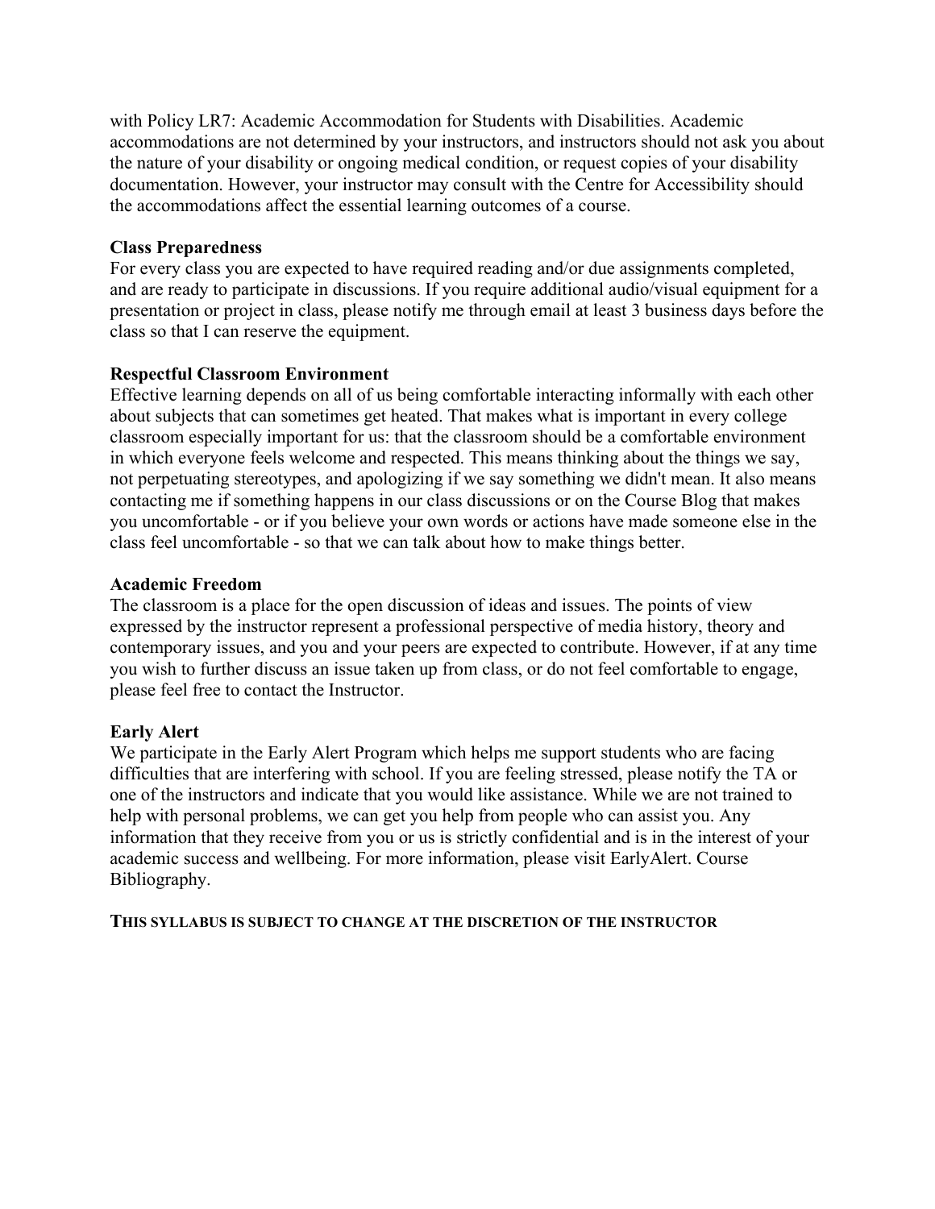with Policy LR7: Academic Accommodation for Students with Disabilities. Academic accommodations are not determined by your instructors, and instructors should not ask you about the nature of your disability or ongoing medical condition, or request copies of your disability documentation. However, your instructor may consult with the Centre for Accessibility should the accommodations affect the essential learning outcomes of a course.

**Class Preparedness**
For every class you are expected to have required reading and/or due assignments completed, and are ready to participate in discussions. If you require additional audio/visual equipment for a presentation or project in class, please notify me through email at least 3 business days before the class so that I can reserve the equipment.

**Respectful Classroom Environment**
Effective learning depends on all of us being comfortable interacting informally with each other about subjects that can sometimes get heated. That makes what is important in every college classroom especially important for us: that the classroom should be a comfortable environment in which everyone feels welcome and respected. This means thinking about the things we say, not perpetuating stereotypes, and apologizing if we say something we didn't mean. It also means contacting me if something happens in our class discussions or on the Course Blog that makes you uncomfortable - or if you believe your own words or actions have made someone else in the class feel uncomfortable - so that we can talk about how to make things better.

**Academic Freedom**
The classroom is a place for the open discussion of ideas and issues. The points of view expressed by the instructor represent a professional perspective of media history, theory and contemporary issues, and you and your peers are expected to contribute. However, if at any time you wish to further discuss an issue taken up from class, or do not feel comfortable to engage, please feel free to contact the Instructor.

**Early Alert**
We participate in the Early Alert Program which helps me support students who are facing difficulties that are interfering with school. If you are feeling stressed, please notify the TA or one of the instructors and indicate that you would like assistance. While we are not trained to help with personal problems, we can get you help from people who can assist you. Any information that they receive from you or us is strictly confidential and is in the interest of your academic success and wellbeing. For more information, please visit EarlyAlert. Course Bibliography.

**THIS SYLLABUS IS SUBJECT TO CHANGE AT THE DISCRETION OF THE INSTRUCTOR**